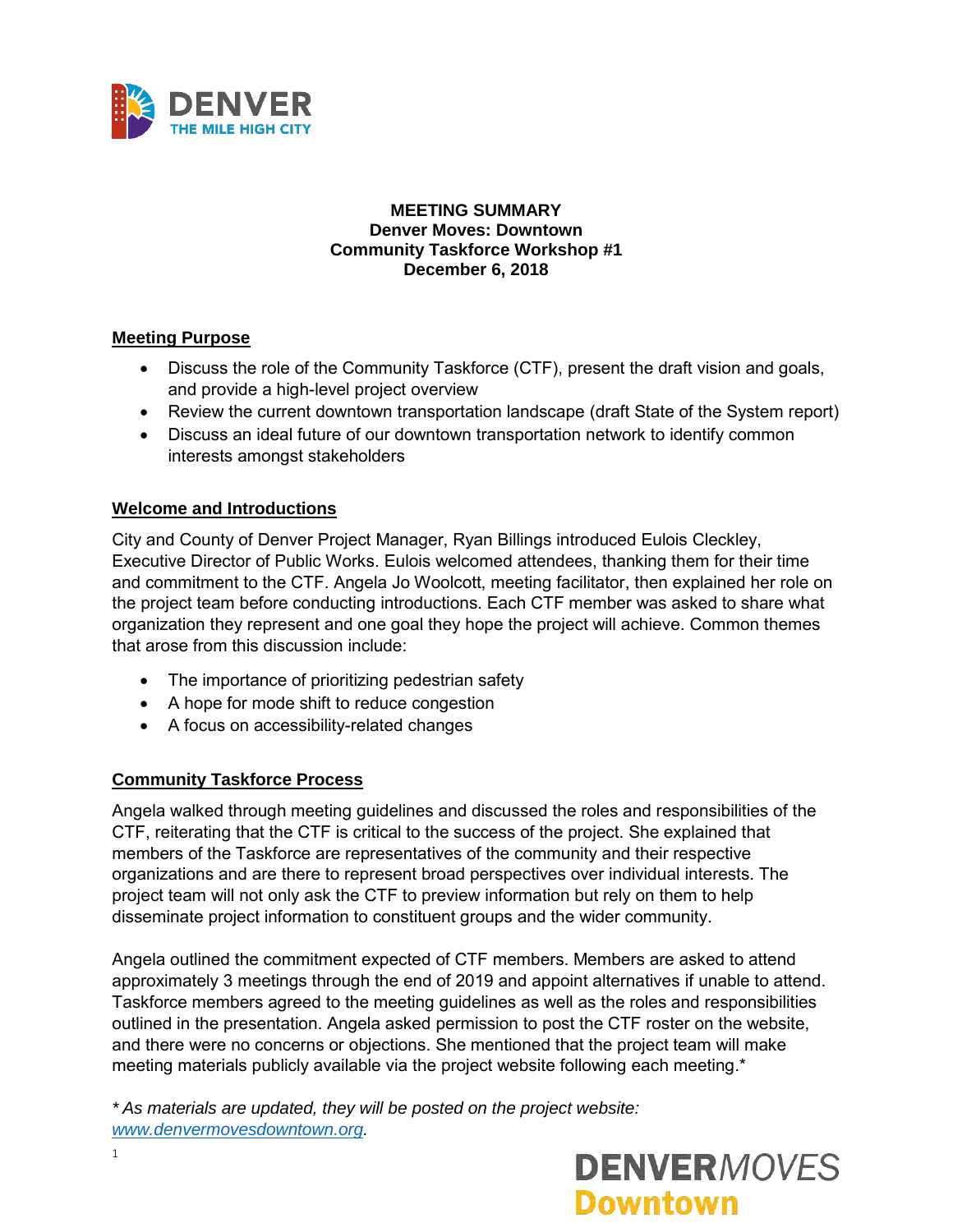**MEETING SUMMARY**
**Denver Moves: Downtown**
**Community Taskforce Workshop #1**
**December 6, 2018**

## Meeting Purpose

- Discuss the role of the Community Taskforce (CTF), present the draft vision and goals, and provide a high-level project overview
- Review the current downtown transportation landscape (draft State of the System report)
- Discuss an ideal future of our downtown transportation network to identify common interests amongst stakeholders

## Welcome and Introductions

City and County of Denver Project Manager, Ryan Billings introduced Eulois Cleckley, Executive Director of Public Works. Eulois welcomed attendees, thanking them for their time and commitment to the CTF. Angela Jo Woolcott, meeting facilitator, then explained her role on the project team before conducting introductions. Each CTF member was asked to share what organization they represent and one goal they hope the project will achieve. Common themes that arose from this discussion include:

- The importance of prioritizing pedestrian safety
- A hope for mode shift to reduce congestion
- A focus on accessibility-related changes

## Community Taskforce Process

Angela walked through meeting guidelines and discussed the roles and responsibilities of the CTF, reiterating that the CTF is critical to the success of the project. She explained that members of the Taskforce are representatives of the community and their respective organizations and are there to represent broad perspectives over individual interests. The project team will not only ask the CTF to preview information but rely on them to help disseminate project information to constituent groups and the wider community.

Angela outlined the commitment expected of CTF members. Members are asked to attend approximately 3 meetings through the end of 2019 and appoint alternatives if unable to attend. Taskforce members agreed to the meeting guidelines as well as the roles and responsibilities outlined in the presentation. Angela asked permission to post the CTF roster on the website, and there were no concerns or objections. She mentioned that the project team will make meeting materials publicly available via the project website following each meeting.*

*\* As materials are updated, they will be posted on the project website: [www.denvermovesdowntown.org](http://www.denvermovesdowntown.org).*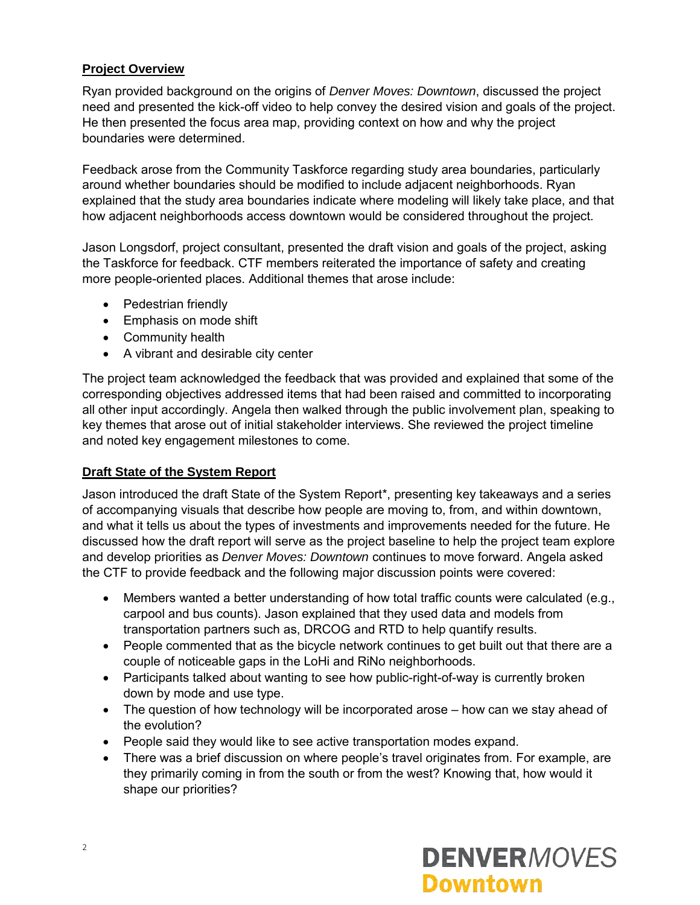**Project Overview**

Ryan provided background on the origins of *Denver Moves: Downtown*, discussed the project need and presented the kick-off video to help convey the desired vision and goals of the project. He then presented the focus area map, providing context on how and why the project boundaries were determined.

Feedback arose from the Community Taskforce regarding study area boundaries, particularly around whether boundaries should be modified to include adjacent neighborhoods. Ryan explained that the study area boundaries indicate where modeling will likely take place, and that how adjacent neighborhoods access downtown would be considered throughout the project.

Jason Longsdorf, project consultant, presented the draft vision and goals of the project, asking the Taskforce for feedback. CTF members reiterated the importance of safety and creating more people-oriented places. Additional themes that arose include:

- Pedestrian friendly
- Emphasis on mode shift
- Community health
- A vibrant and desirable city center

The project team acknowledged the feedback that was provided and explained that some of the corresponding objectives addressed items that had been raised and committed to incorporating all other input accordingly. Angela then walked through the public involvement plan, speaking to key themes that arose out of initial stakeholder interviews. She reviewed the project timeline and noted key engagement milestones to come.

**Draft State of the System Report**

Jason introduced the draft State of the System Report*, presenting key takeaways and a series of accompanying visuals that describe how people are moving to, from, and within downtown, and what it tells us about the types of investments and improvements needed for the future. He discussed how the draft report will serve as the project baseline to help the project team explore and develop priorities as *Denver Moves: Downtown* continues to move forward. Angela asked the CTF to provide feedback and the following major discussion points were covered:

- Members wanted a better understanding of how total traffic counts were calculated (e.g., carpool and bus counts). Jason explained that they used data and models from transportation partners such as, DRCOG and RTD to help quantify results.
- People commented that as the bicycle network continues to get built out that there are a couple of noticeable gaps in the LoHi and RiNo neighborhoods.
- Participants talked about wanting to see how public-right-of-way is currently broken down by mode and use type.
- The question of how technology will be incorporated arose – how can we stay ahead of the evolution?
- People said they would like to see active transportation modes expand.
- There was a brief discussion on where people's travel originates from. For example, are they primarily coming in from the south or from the west? Knowing that, how would it shape our priorities?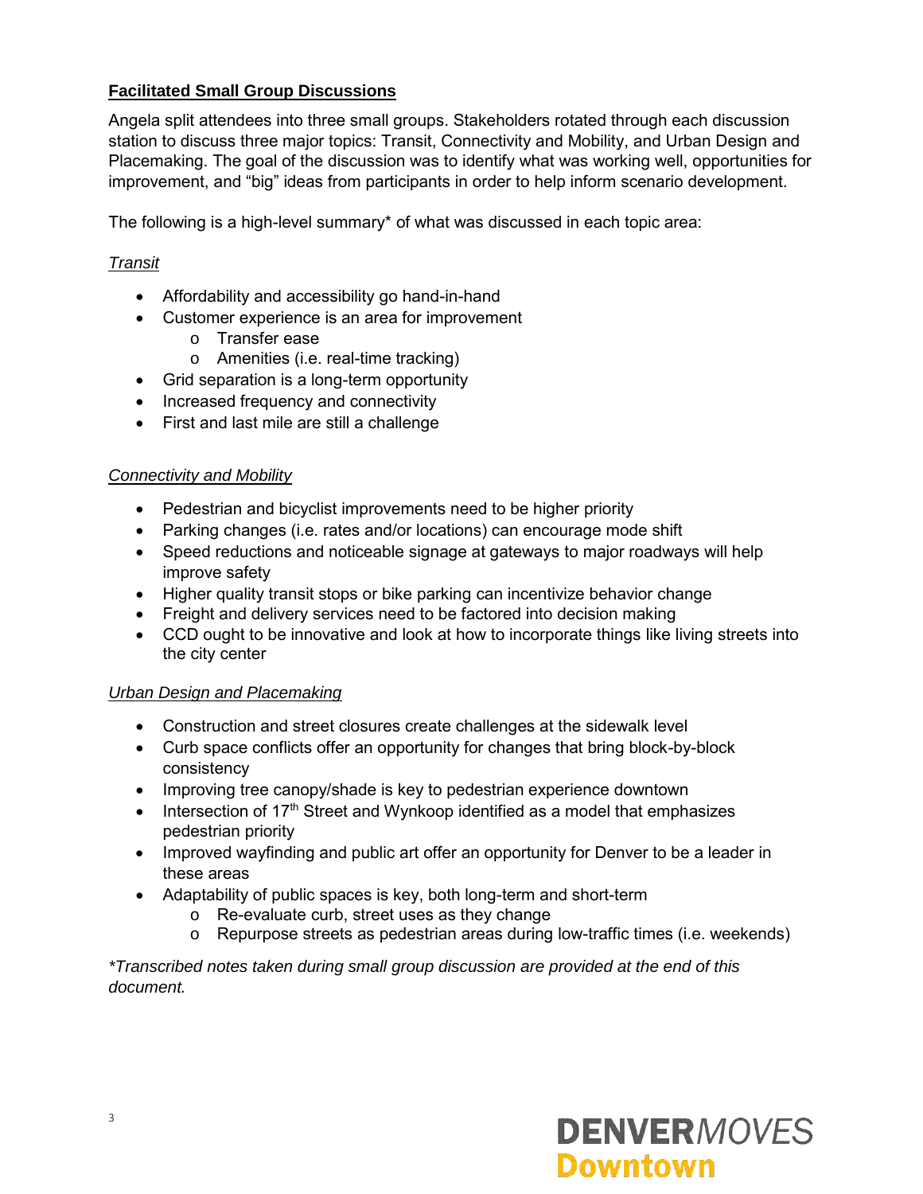## Facilitated Small Group Discussions

Angela split attendees into three small groups. Stakeholders rotated through each discussion station to discuss three major topics: Transit, Connectivity and Mobility, and Urban Design and Placemaking. The goal of the discussion was to identify what was working well, opportunities for improvement, and "big" ideas from participants in order to help inform scenario development.

The following is a high-level summary* of what was discussed in each topic area:

### *Transit*

- Affordability and accessibility go hand-in-hand
- Customer experience is an area for improvement
  - Transfer ease
  - Amenities (i.e. real-time tracking)
- Grid separation is a long-term opportunity
- Increased frequency and connectivity
- First and last mile are still a challenge

### *Connectivity and Mobility*

- Pedestrian and bicyclist improvements need to be higher priority
- Parking changes (i.e. rates and/or locations) can encourage mode shift
- Speed reductions and noticeable signage at gateways to major roadways will help improve safety
- Higher quality transit stops or bike parking can incentivize behavior change
- Freight and delivery services need to be factored into decision making
- CCD ought to be innovative and look at how to incorporate things like living streets into the city center

### *Urban Design and Placemaking*

- Construction and street closures create challenges at the sidewalk level
- Curb space conflicts offer an opportunity for changes that bring block-by-block consistency
- Improving tree canopy/shade is key to pedestrian experience downtown
- Intersection of 17th Street and Wynkoop identified as a model that emphasizes pedestrian priority
- Improved wayfinding and public art offer an opportunity for Denver to be a leader in these areas
- Adaptability of public spaces is key, both long-term and short-term
  - Re-evaluate curb, street uses as they change
  - Repurpose streets as pedestrian areas during low-traffic times (i.e. weekends)

*\*Transcribed notes taken during small group discussion are provided at the end of this document.*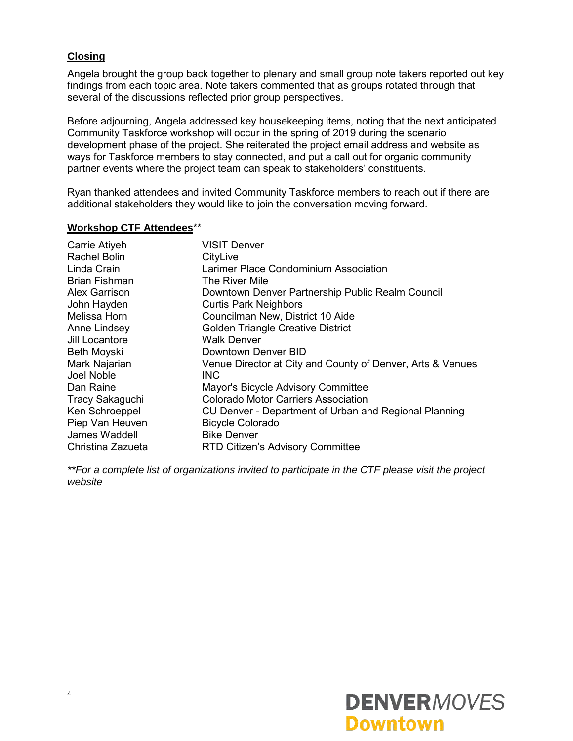## Closing

Angela brought the group back together to plenary and small group note takers reported out key findings from each topic area. Note takers commented that as groups rotated through that several of the discussions reflected prior group perspectives.

Before adjourning, Angela addressed key housekeeping items, noting that the next anticipated Community Taskforce workshop will occur in the spring of 2019 during the scenario development phase of the project. She reiterated the project email address and website as ways for Taskforce members to stay connected, and put a call out for organic community partner events where the project team can speak to stakeholders' constituents.

Ryan thanked attendees and invited Community Taskforce members to reach out if there are additional stakeholders they would like to join the conversation moving forward.

## Workshop CTF Attendees**

| | |
|---|---|
| Carrie Atiyeh | VISIT Denver |
| Rachel Bolin | CityLive |
| Linda Crain | Larimer Place Condominium Association |
| Brian Fishman | The River Mile |
| Alex Garrison | Downtown Denver Partnership Public Realm Council |
| John Hayden | Curtis Park Neighbors |
| Melissa Horn | Councilman New, District 10 Aide |
| Anne Lindsey | Golden Triangle Creative District |
| Jill Locantore | Walk Denver |
| Beth Moyski | Downtown Denver BID |
| Mark Najarian | Venue Director at City and County of Denver, Arts & Venues |
| Joel Noble | INC |
| Dan Raine | Mayor's Bicycle Advisory Committee |
| Tracy Sakaguchi | Colorado Motor Carriers Association |
| Ken Schroeppel | CU Denver - Department of Urban and Regional Planning |
| Piep Van Heuven | Bicycle Colorado |
| James Waddell | Bike Denver |
| Christina Zazueta | RTD Citizen's Advisory Committee |

*\*\*For a complete list of organizations invited to participate in the CTF please visit the project website*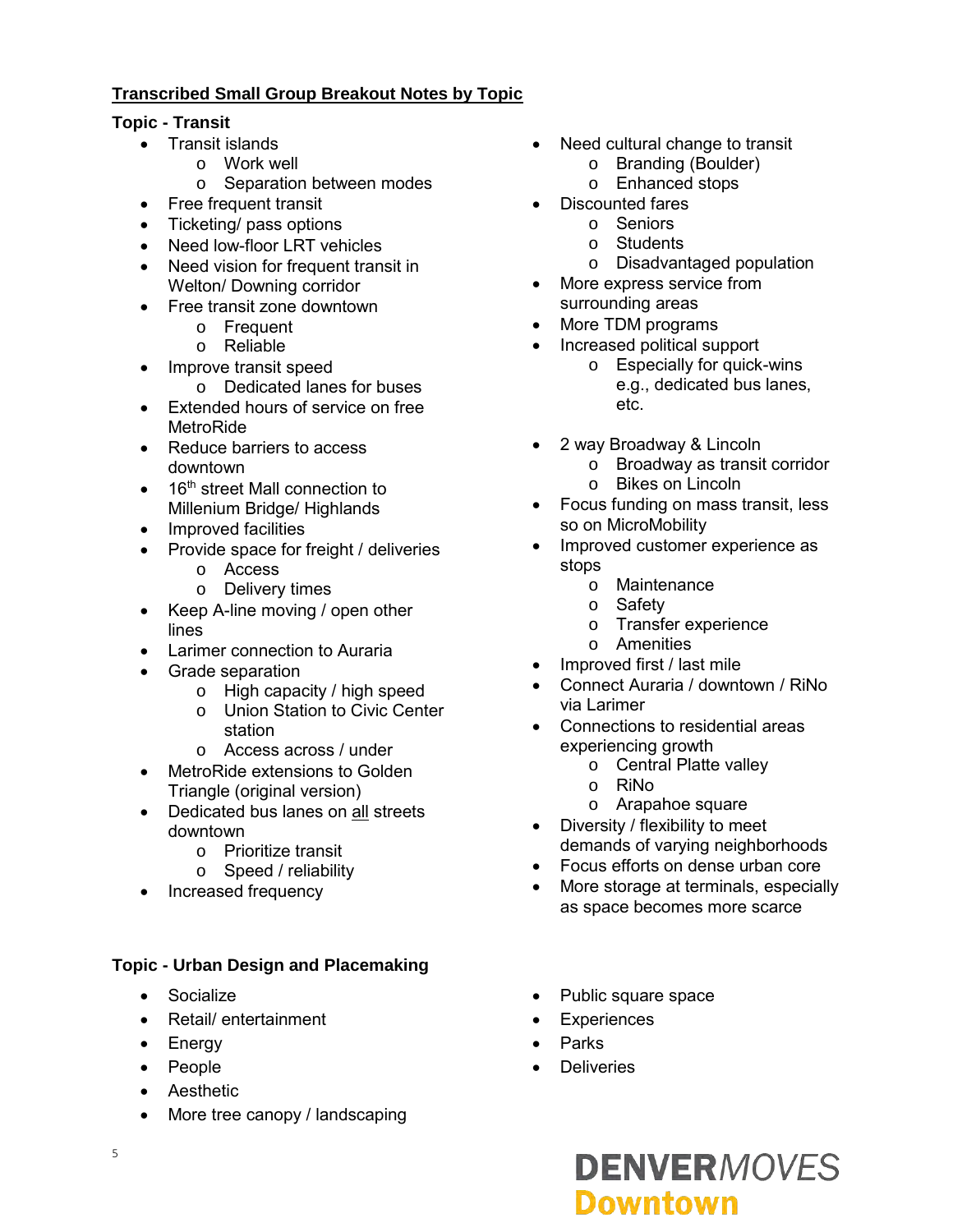## Transcribed Small Group Breakout Notes by Topic

### Topic - Transit

- Transit islands
  - Work well
  - Separation between modes
- Free frequent transit
- Ticketing/ pass options
- Need low-floor LRT vehicles
- Need vision for frequent transit in Welton/ Downing corridor
- Free transit zone downtown
  - Frequent
  - Reliable
- Improve transit speed
  - Dedicated lanes for buses
- Extended hours of service on free MetroRide
- Reduce barriers to access downtown
- 16th street Mall connection to Millenium Bridge/ Highlands
- Improved facilities
- Provide space for freight / deliveries
  - Access
  - Delivery times
- Keep A-line moving / open other lines
- Larimer connection to Auraria
- Grade separation
  - High capacity / high speed
  - Union Station to Civic Center station
  - Access across / under
- MetroRide extensions to Golden Triangle (original version)
- Dedicated bus lanes on all streets downtown
  - Prioritize transit
  - Speed / reliability
- Increased frequency
- Need cultural change to transit
  - Branding (Boulder)
  - Enhanced stops
- Discounted fares
  - Seniors
  - Students
  - Disadvantaged population
- More express service from surrounding areas
- More TDM programs
- Increased political support
  - Especially for quick-wins e.g., dedicated bus lanes, etc.
- 2 way Broadway & Lincoln
  - Broadway as transit corridor
  - Bikes on Lincoln
- Focus funding on mass transit, less so on MicroMobility
- Improved customer experience as stops
  - Maintenance
  - Safety
  - Transfer experience
  - Amenities
- Improved first / last mile
- Connect Auraria / downtown / RiNo via Larimer
- Connections to residential areas experiencing growth
  - Central Platte valley
  - RiNo
  - Arapahoe square
- Diversity / flexibility to meet demands of varying neighborhoods
- Focus efforts on dense urban core
- More storage at terminals, especially as space becomes more scarce

### Topic - Urban Design and Placemaking

- Socialize
- Retail/ entertainment
- Energy
- People
- Aesthetic
- More tree canopy / landscaping
- Public square space
- Experiences
- Parks
- Deliveries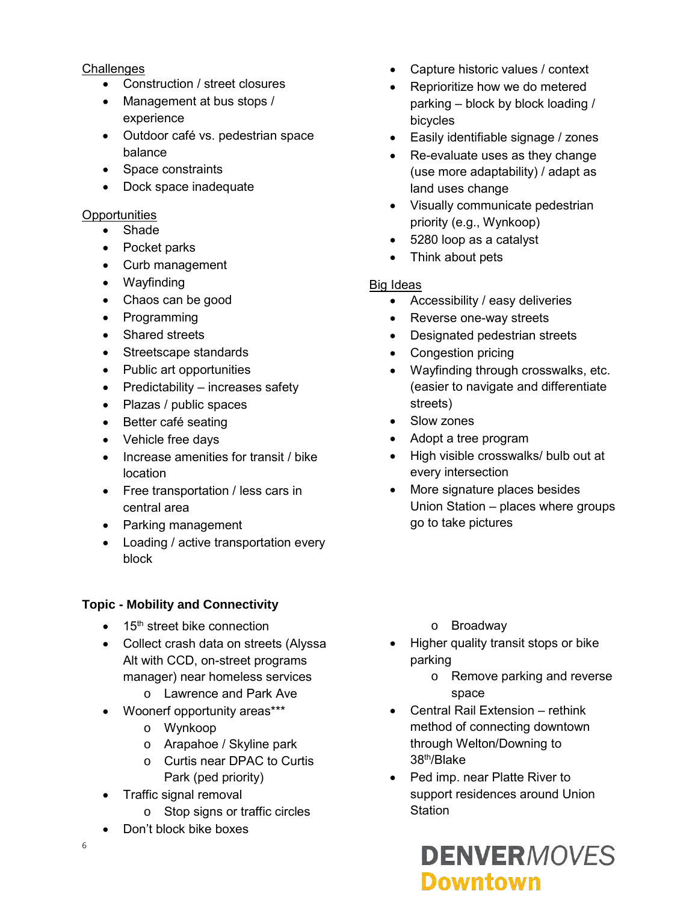Challenges

- Construction / street closures
- Management at bus stops / experience
- Outdoor café vs. pedestrian space balance
- Space constraints
- Dock space inadequate

Opportunities

- Shade
- Pocket parks
- Curb management
- Wayfinding
- Chaos can be good
- Programming
- Shared streets
- Streetscape standards
- Public art opportunities
- Predictability – increases safety
- Plazas / public spaces
- Better café seating
- Vehicle free days
- Increase amenities for transit / bike location
- Free transportation / less cars in central area
- Parking management
- Loading / active transportation every block
- Capture historic values / context
- Reprioritize how we do metered parking – block by block loading / bicycles
- Easily identifiable signage / zones
- Re-evaluate uses as they change (use more adaptability) / adapt as land uses change
- Visually communicate pedestrian priority (e.g., Wynkoop)
- 5280 loop as a catalyst
- Think about pets

Big Ideas

- Accessibility / easy deliveries
- Reverse one-way streets
- Designated pedestrian streets
- Congestion pricing
- Wayfinding through crosswalks, etc. (easier to navigate and differentiate streets)
- Slow zones
- Adopt a tree program
- High visible crosswalks/ bulb out at every intersection
- More signature places besides Union Station – places where groups go to take pictures

**Topic - Mobility and Connectivity**

- 15th street bike connection
- Collect crash data on streets (Alyssa Alt with CCD, on-street programs manager) near homeless services
    - Lawrence and Park Ave
- Woonerf opportunity areas***
    - Wynkoop
    - Arapahoe / Skyline park
    - Curtis near DPAC to Curtis Park (ped priority)
- Traffic signal removal
    - Stop signs or traffic circles
- Don't block bike boxes
    - Broadway
- Higher quality transit stops or bike parking
    - Remove parking and reverse space
- Central Rail Extension – rethink method of connecting downtown through Welton/Downing to 38th/Blake
- Ped imp. near Platte River to support residences around Union Station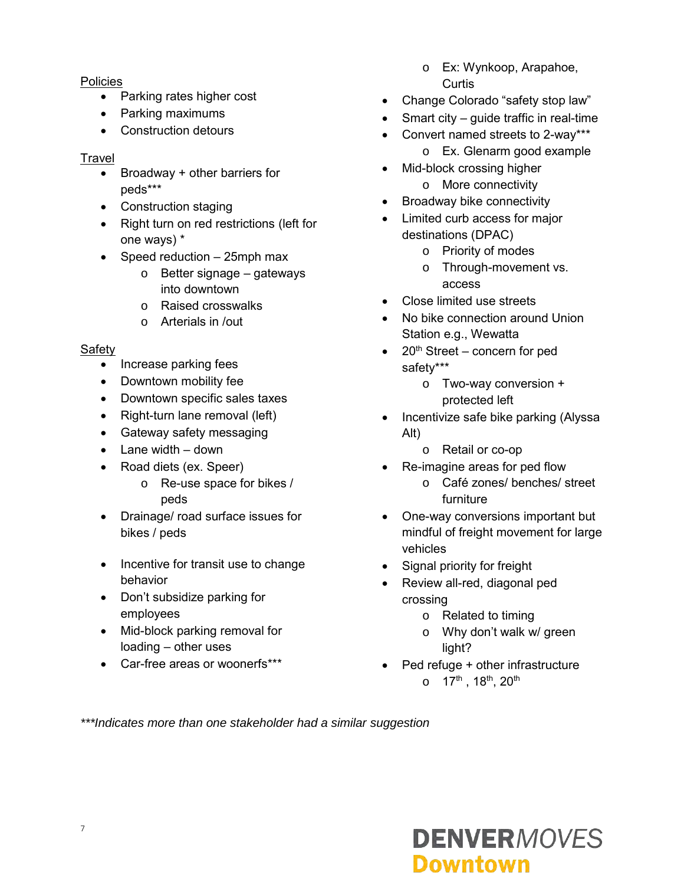Policies

- Parking rates higher cost
- Parking maximums
- Construction detours

Travel

- Broadway + other barriers for peds***
- Construction staging
- Right turn on red restrictions (left for one ways) *
- Speed reduction – 25mph max
    - Better signage – gateways into downtown
    - Raised crosswalks
    - Arterials in /out

Safety

- Increase parking fees
- Downtown mobility fee
- Downtown specific sales taxes
- Right-turn lane removal (left)
- Gateway safety messaging
- Lane width – down
- Road diets (ex. Speer)
    - Re-use space for bikes / peds
- Drainage/ road surface issues for bikes / peds

- Incentive for transit use to change behavior
- Don't subsidize parking for employees
- Mid-block parking removal for loading – other uses
- Car-free areas or woonerfs***
    - Ex: Wynkoop, Arapahoe, Curtis
- Change Colorado "safety stop law"
- Smart city – guide traffic in real-time
- Convert named streets to 2-way***
    - Ex. Glenarm good example
- Mid-block crossing higher
    - More connectivity
- Broadway bike connectivity
- Limited curb access for major destinations (DPAC)
    - Priority of modes
    - Through-movement vs. access
- Close limited use streets
- No bike connection around Union Station e.g., Wewatta
- 20th Street – concern for ped safety***
    - Two-way conversion + protected left
- Incentivize safe bike parking (Alyssa Alt)
    - Retail or co-op
- Re-imagine areas for ped flow
    - Café zones/ benches/ street furniture
- One-way conversions important but mindful of freight movement for large vehicles
- Signal priority for freight
- Review all-red, diagonal ped crossing
    - Related to timing
    - Why don't walk w/ green light?
- Ped refuge + other infrastructure
    - 17th , 18th, 20th

*\*\*\*Indicates more than one stakeholder had a similar suggestion*

DENVERMOVES Downtown